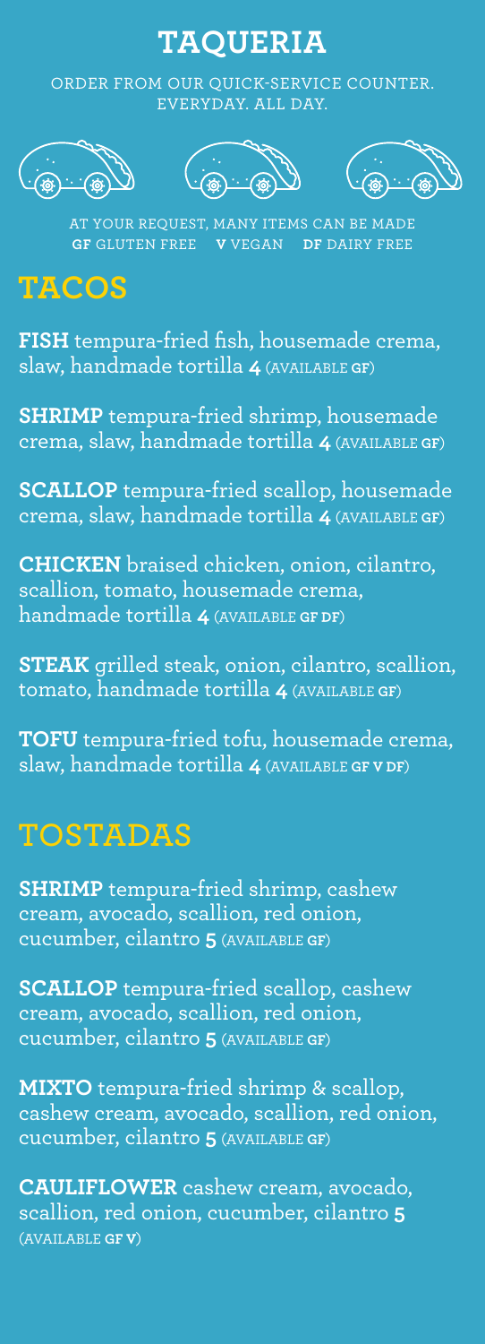# TAQUERIA

ORDER FROM OUR QUICK-SERVICE COUNTER.
EVERYDAY. ALL DAY.

AT YOUR REQUEST, MANY ITEMS CAN BE MADE
**GF** GLUTEN FREE **V** VEGAN **DF** DAIRY FREE

## TACOS

**FISH** tempura-fried fish, housemade crema, slaw, handmade tortilla **4** (AVAILABLE **GF**)

**SHRIMP** tempura-fried shrimp, housemade crema, slaw, handmade tortilla **4** (AVAILABLE **GF**)

**SCALLOP** tempura-fried scallop, housemade crema, slaw, handmade tortilla **4** (AVAILABLE **GF**)

**CHICKEN** braised chicken, onion, cilantro, scallion, tomato, housemade crema, handmade tortilla **4** (AVAILABLE **GF DF**)

**STEAK** grilled steak, onion, cilantro, scallion, tomato, handmade tortilla **4** (AVAILABLE **GF**)

**TOFU** tempura-fried tofu, housemade crema, slaw, handmade tortilla **4** (AVAILABLE **GF V DF**)

## TOSTADAS

**SHRIMP** tempura-fried shrimp, cashew cream, avocado, scallion, red onion, cucumber, cilantro **5** (AVAILABLE **GF**)

**SCALLOP** tempura-fried scallop, cashew cream, avocado, scallion, red onion, cucumber, cilantro **5** (AVAILABLE **GF**)

**MIXTO** tempura-fried shrimp & scallop, cashew cream, avocado, scallion, red onion, cucumber, cilantro **5** (AVAILABLE **GF**)

**CAULIFLOWER** cashew cream, avocado, scallion, red onion, cucumber, cilantro **5** (AVAILABLE **GF V**)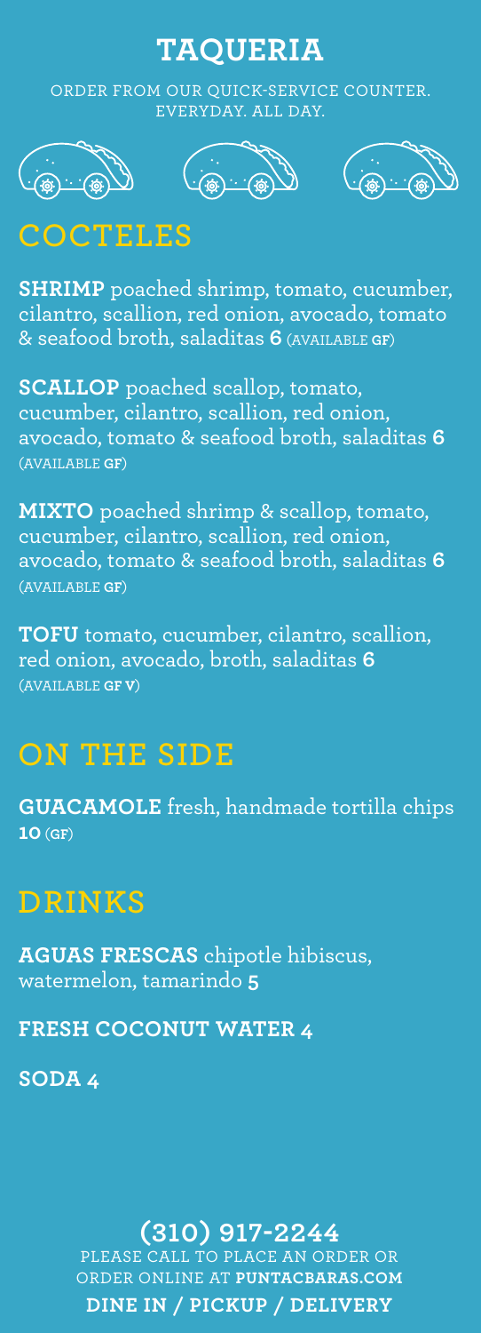# TAQUERIA

ORDER FROM OUR QUICK-SERVICE COUNTER.
EVERYDAY. ALL DAY.

## COCTELES

**SHRIMP** poached shrimp, tomato, cucumber, cilantro, scallion, red onion, avocado, tomato & seafood broth, saladitas **6** (AVAILABLE **GF**)

**SCALLOP** poached scallop, tomato, cucumber, cilantro, scallion, red onion, avocado, tomato & seafood broth, saladitas **6** (AVAILABLE **GF**)

**MIXTO** poached shrimp & scallop, tomato, cucumber, cilantro, scallion, red onion, avocado, tomato & seafood broth, saladitas **6** (AVAILABLE **GF**)

**TOFU** tomato, cucumber, cilantro, scallion, red onion, avocado, broth, saladitas **6** (AVAILABLE **GF V**)

## ON THE SIDE

**GUACAMOLE** fresh, handmade tortilla chips **10** (**GF**)

## DRINKS

**AGUAS FRESCAS** chipotle hibiscus, watermelon, tamarindo **5**

**FRESH COCONUT WATER 4**

**SODA 4**

**(310) 917-2244**

PLEASE CALL TO PLACE AN ORDER OR ORDER ONLINE AT **PUNTACBARAS.COM**

**DINE IN / PICKUP / DELIVERY**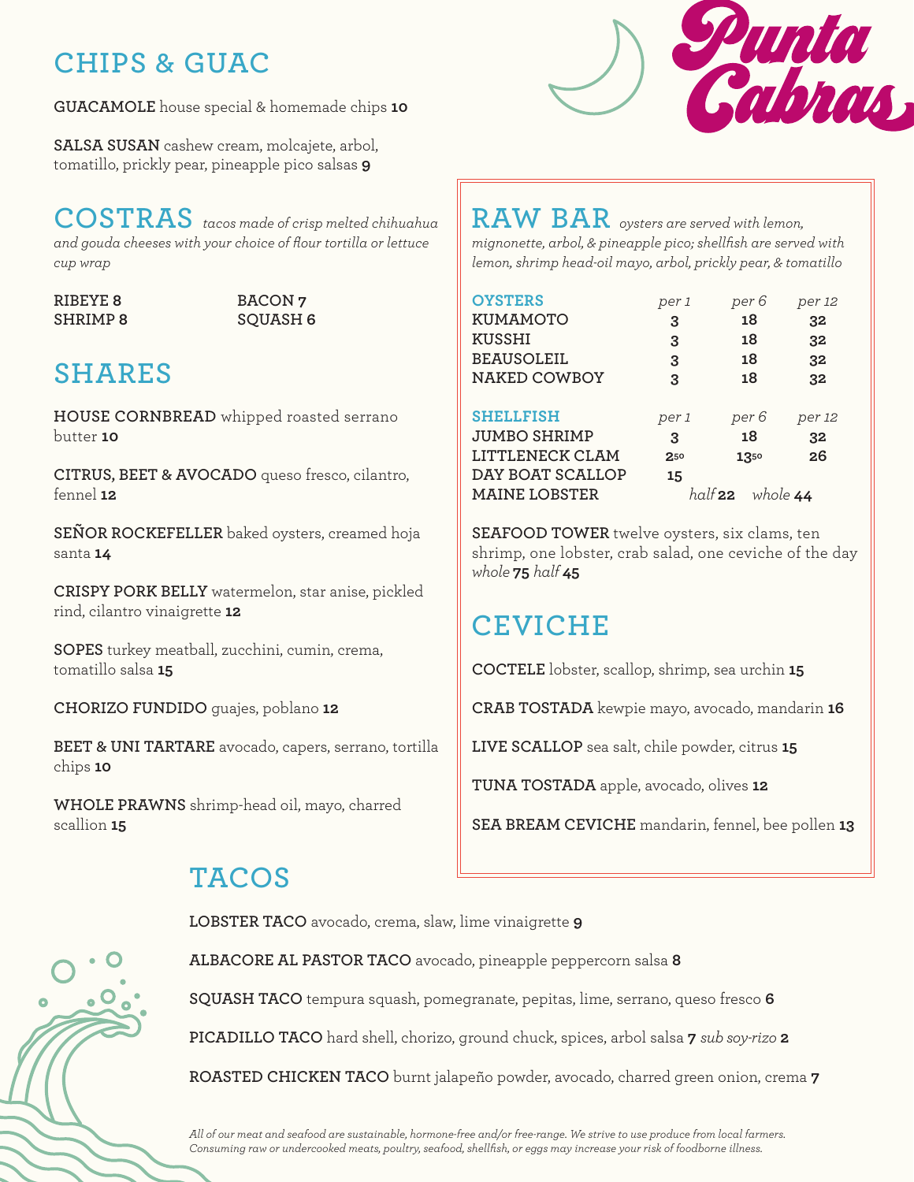# Punta Cabras

## CHIPS & GUAC

**GUACAMOLE** house special & homemade chips **10**

**SALSA SUSAN** cashew cream, molcajete, arbol, tomatillo, prickly pear, pineapple pico salsas **9**

## COSTRAS

*tacos made of crisp melted chihuahua and gouda cheeses with your choice of flour tortilla or lettuce cup wrap*

**RIBEYE 8**
**SHRIMP 8**
**BACON 7**
**SQUASH 6**

## SHARES

**HOUSE CORNBREAD** whipped roasted serrano butter **10**

**CITRUS, BEET & AVOCADO** queso fresco, cilantro, fennel **12**

**SEÑOR ROCKEFELLER** baked oysters, creamed hoja santa **14**

**CRISPY PORK BELLY** watermelon, star anise, pickled rind, cilantro vinaigrette **12**

**SOPES** turkey meatball, zucchini, cumin, crema, tomatillo salsa **15**

**CHORIZO FUNDIDO** guajes, poblano **12**

**BEET & UNI TARTARE** avocado, capers, serrano, tortilla chips **10**

**WHOLE PRAWNS** shrimp-head oil, mayo, charred scallion **15**

## RAW BAR

*oysters are served with lemon, mignonette, arbol, & pineapple pico; shellfish are served with lemon, shrimp head-oil mayo, arbol, prickly pear, & tomatillo*

| OYSTERS | *per 1* | *per 6* | *per 12* |
|---|---|---|---|
| KUMAMOTO | 3 | 18 | 32 |
| KUSSHI | 3 | 18 | 32 |
| BEAUSOLEIL | 3 | 18 | 32 |
| NAKED COWBOY | 3 | 18 | 32 |

| SHELLFISH | *per 1* | *per 6* | *per 12* |
|---|---|---|---|
| JUMBO SHRIMP | 3 | 18 | 32 |
| LITTLENECK CLAM | 2.50 | 13.50 | 26 |
| DAY BOAT SCALLOP | 15 | | |
| MAINE LOBSTER | | *half* **22** | *whole* **44** |

**SEAFOOD TOWER** twelve oysters, six clams, ten shrimp, one lobster, crab salad, one ceviche of the day *whole* **75** *half* **45**

## CEVICHE

**COCTELE** lobster, scallop, shrimp, sea urchin **15**

**CRAB TOSTADA** kewpie mayo, avocado, mandarin **16**

**LIVE SCALLOP** sea salt, chile powder, citrus **15**

**TUNA TOSTADA** apple, avocado, olives **12**

**SEA BREAM CEVICHE** mandarin, fennel, bee pollen **13**

## TACOS

**LOBSTER TACO** avocado, crema, slaw, lime vinaigrette **9**

**ALBACORE AL PASTOR TACO** avocado, pineapple peppercorn salsa **8**

**SQUASH TACO** tempura squash, pomegranate, pepitas, lime, serrano, queso fresco **6**

**PICADILLO TACO** hard shell, chorizo, ground chuck, spices, arbol salsa **7** *sub soy-rizo* **2**

**ROASTED CHICKEN TACO** burnt jalapeño powder, avocado, charred green onion, crema **7**

*All of our meat and seafood are sustainable, hormone-free and/or free-range. We strive to use produce from local farmers. Consuming raw or undercooked meats, poultry, seafood, shellfish, or eggs may increase your risk of foodborne illness.*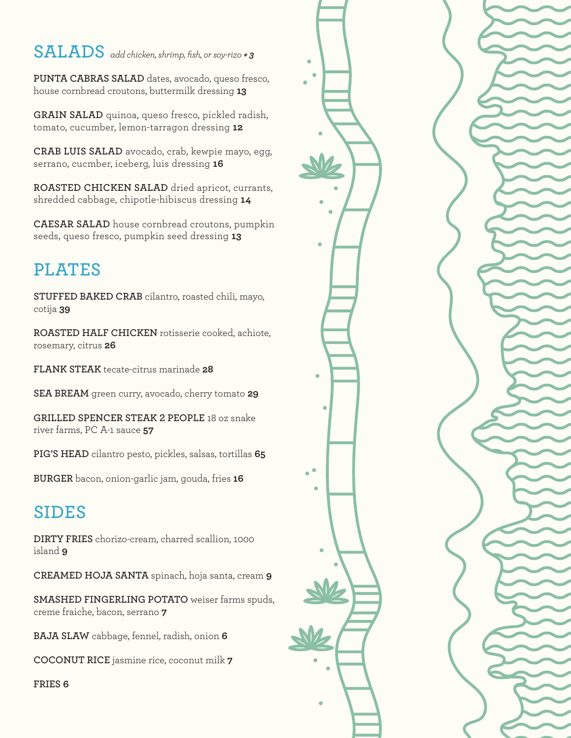## SALADS *add chicken, shrimp, fish, or soy-rizo* ***+ 3***

**PUNTA CABRAS SALAD** dates, avocado, queso fresco, house cornbread croutons, buttermilk dressing **13**

**GRAIN SALAD** quinoa, queso fresco, pickled radish, tomato, cucumber, lemon-tarragon dressing **12**

**CRAB LUIS SALAD** avocado, crab, kewpie mayo, egg, serrano, cucmber, iceberg, luis dressing **16**

**ROASTED CHICKEN SALAD** dried apricot, currants, shredded cabbage, chipotle-hibiscus dressing **14**

**CAESAR SALAD** house cornbread croutons, pumpkin seeds, queso fresco, pumpkin seed dressing **13**

## PLATES

**STUFFED BAKED CRAB** cilantro, roasted chili, mayo, cotija **39**

**ROASTED HALF CHICKEN** rotisserie cooked, achiote, rosemary, citrus **26**

**FLANK STEAK** tecate-citrus marinade **28**

**SEA BREAM** green curry, avocado, cherry tomato **29**

**GRILLED SPENCER STEAK 2 PEOPLE** 18 oz snake river farms, PC A-1 sauce **57**

**PIG'S HEAD** cilantro pesto, pickles, salsas, tortillas **65**

**BURGER** bacon, onion-garlic jam, gouda, fries **16**

## SIDES

**DIRTY FRIES** chorizo-cream, charred scallion, 1000 island **9**

**CREAMED HOJA SANTA** spinach, hoja santa, cream **9**

**SMASHED FINGERLING POTATO** weiser farms spuds, creme fraiche, bacon, serrano **7**

**BAJA SLAW** cabbage, fennel, radish, onion **6**

**COCONUT RICE** jasmine rice, coconut milk **7**

**FRIES 6**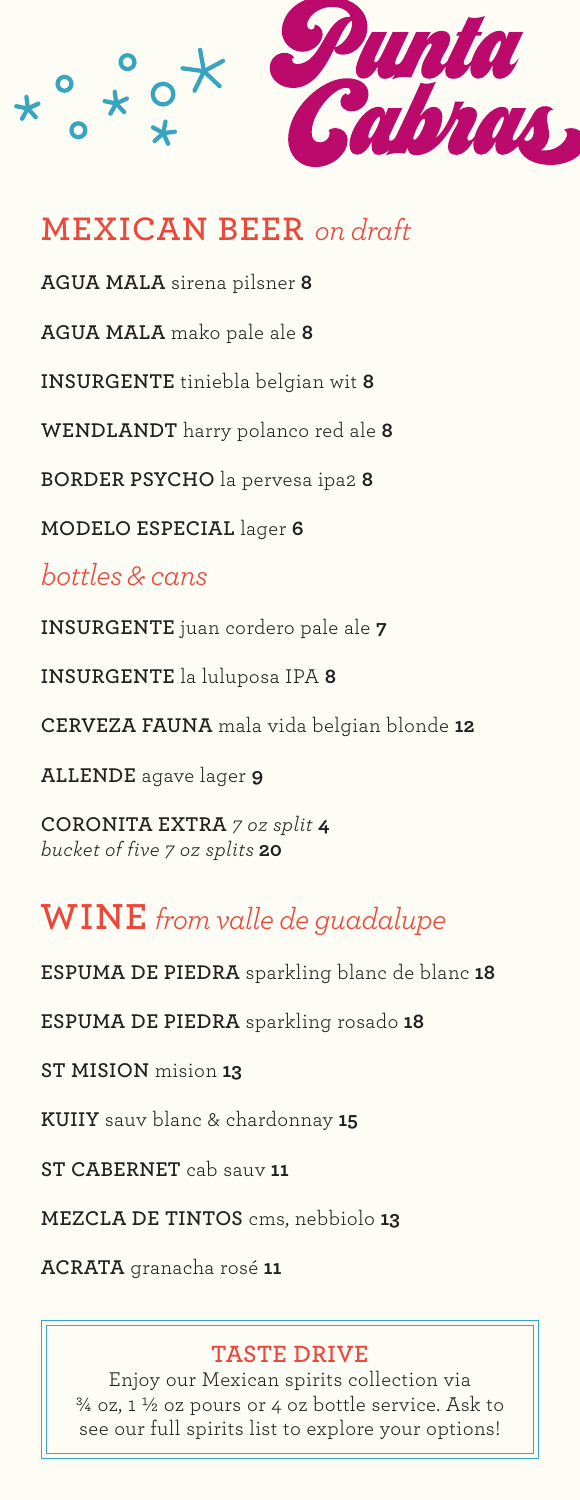# Punta Cabras

## MEXICAN BEER *on draft*

**AGUA MALA** sirena pilsner **8**

**AGUA MALA** mako pale ale **8**

**INSURGENTE** tiniebla belgian wit **8**

**WENDLANDT** harry polanco red ale **8**

**BORDER PSYCHO** la pervesa ipa2 **8**

**MODELO ESPECIAL** lager **6**

### *bottles & cans*

**INSURGENTE** juan cordero pale ale **7**

**INSURGENTE** la luluposa IPA **8**

**CERVEZA FAUNA** mala vida belgian blonde **12**

**ALLENDE** agave lager **9**

**CORONITA EXTRA** *7 oz split* **4**
*bucket of five 7 oz splits* **20**

## WINE *from valle de guadalupe*

**ESPUMA DE PIEDRA** sparkling blanc de blanc **18**

**ESPUMA DE PIEDRA** sparkling rosado **18**

**ST MISION** mision **13**

**KUIIY** sauv blanc & chardonnay **15**

**ST CABERNET** cab sauv **11**

**MEZCLA DE TINTOS** cms, nebbiolo **13**

**ACRATA** granacha rosé **11**

### TASTE DRIVE

Enjoy our Mexican spirits collection via ¾ oz, 1 ½ oz pours or 4 oz bottle service. Ask to see our full spirits list to explore your options!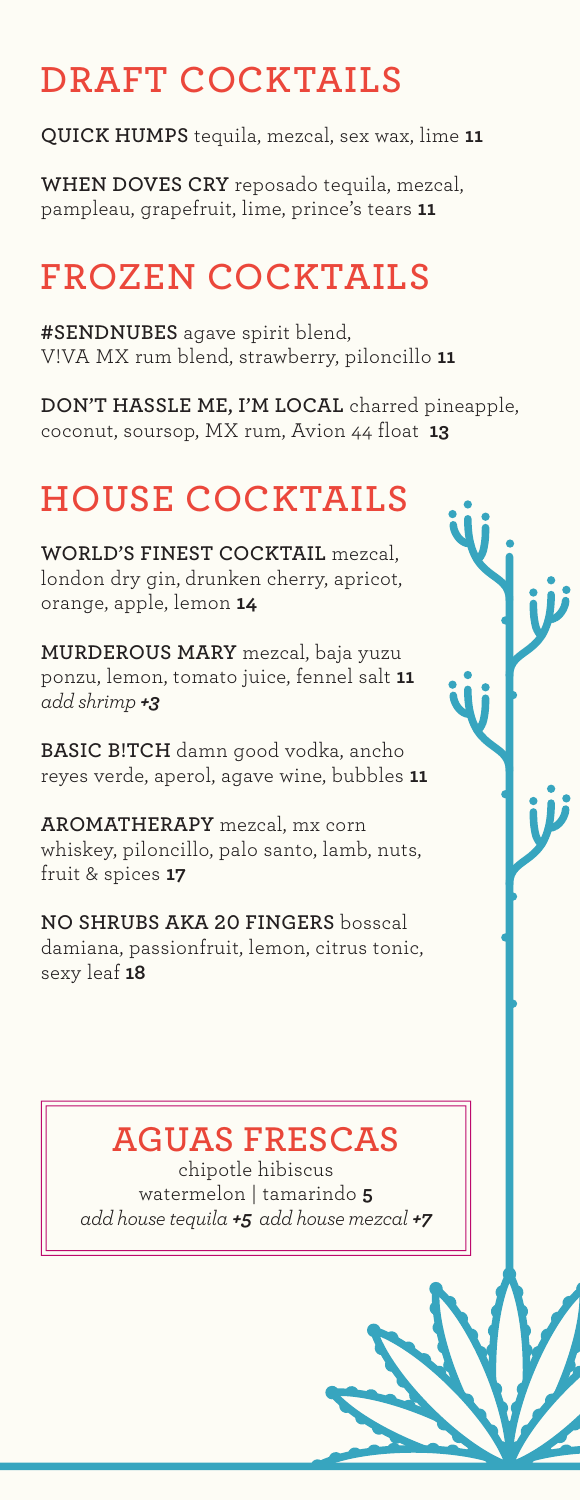# DRAFT COCKTAILS

**QUICK HUMPS** tequila, mezcal, sex wax, lime **11**

**WHEN DOVES CRY** reposado tequila, mezcal, pampleau, grapefruit, lime, prince's tears **11**

# FROZEN COCKTAILS

**#SENDNUBES** agave spirit blend, V!VA MX rum blend, strawberry, piloncillo **11**

**DON'T HASSLE ME, I'M LOCAL** charred pineapple, coconut, soursop, MX rum, Avion 44 float **13**

# HOUSE COCKTAILS

**WORLD'S FINEST COCKTAIL** mezcal, london dry gin, drunken cherry, apricot, orange, apple, lemon **14**

**MURDEROUS MARY** mezcal, baja yuzu ponzu, lemon, tomato juice, fennel salt **11**
*add shrimp **+3***

**BASIC B!TCH** damn good vodka, ancho reyes verde, aperol, agave wine, bubbles **11**

**AROMATHERAPY** mezcal, mx corn whiskey, piloncillo, palo santo, lamb, nuts, fruit & spices **17**

**NO SHRUBS AKA 20 FINGERS** bosscal damiana, passionfruit, lemon, citrus tonic, sexy leaf **18**

## AGUAS FRESCAS

chipotle hibiscus
watermelon | tamarindo **5**
*add house tequila **+5** add house mezcal **+7***